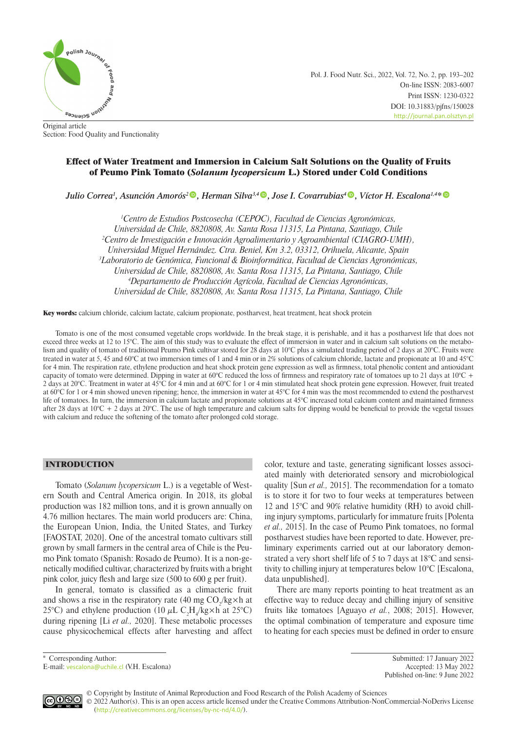Original article
Section: Food Quality and Functionality

# Effect of Water Treatment and Immersion in Calcium Salt Solutions on the Quality of Fruits of Peumo Pink Tomato (*Solanum lycopersicum* L.) Stored under Cold Conditions

*Julio Correa[1], Asunción Amorós[2], Herman Silva[3,4], Jose I. Covarrubias[4], Víctor H. Escalona[1,4]**

[1]Centro de Estudios Postcosecha (CEPOC), Facultad de Ciencias Agronómicas, Universidad de Chile, 8820808, Av. Santa Rosa 11315, La Pintana, Santiago, Chile
[2]Centro de Investigación e Innovación Agroalimentario y Agroambiental (CIAGRO-UMH), Universidad Miguel Hernández. Ctra. Beniel, Km 3.2, 03312, Orihuela, Alicante, Spain
[3]Laboratorio de Genómica, Funcional & Bioinformática, Facultad de Ciencias Agronómicas, Universidad de Chile, 8820808, Av. Santa Rosa 11315, La Pintana, Santiago, Chile
[4]Departamento de Producción Agrícola, Facultad de Ciencias Agronómicas, Universidad de Chile, 8820808, Av. Santa Rosa 11315, La Pintana, Santiago, Chile

**Key words:** calcium chloride, calcium lactate, calcium propionate, postharvest, heat treatment, heat shock protein

Tomato is one of the most consumed vegetable crops worldwide. In the break stage, it is perishable, and it has a postharvest life that does not exceed three weeks at 12 to 15°C. The aim of this study was to evaluate the effect of immersion in water and in calcium salt solutions on the metabolism and quality of tomato of traditional Peumo Pink cultivar stored for 28 days at 10°C plus a simulated trading period of 2 days at 20°C. Fruits were treated in water at 5, 45 and 60°C at two immersion times of 1 and 4 min or in 2% solutions of calcium chloride, lactate and propionate at 10 and 45°C for 4 min. The respiration rate, ethylene production and heat shock protein gene expression as well as firmness, total phenolic content and antioxidant capacity of tomato were determined. Dipping in water at 60°C reduced the loss of firmness and respiratory rate of tomatoes up to 21 days at 10°C + 2 days at 20°C. Treatment in water at 45°C for 4 min and at 60°C for 1 or 4 min stimulated heat shock protein gene expression. However, fruit treated at 60°C for 1 or 4 min showed uneven ripening; hence, the immersion in water at 45°C for 4 min was the most recommended to extend the postharvest life of tomatoes. In turn, the immersion in calcium lactate and propionate solutions at 45°C increased total calcium content and maintained firmness after 28 days at 10°C + 2 days at 20°C. The use of high temperature and calcium salts for dipping would be beneficial to provide the vegetal tissues with calcium and reduce the softening of the tomato after prolonged cold storage.

## INTRODUCTION

Tomato (*Solanum lycopersicum* L.) is a vegetable of Western South and Central America origin. In 2018, its global production was 182 million tons, and it is grown annually on 4.76 million hectares. The main world producers are: China, the European Union, India, the United States, and Turkey [FAOSTAT, 2020]. One of the ancestral tomato cultivars still grown by small farmers in the central area of Chile is the Peumo Pink tomato (Spanish: Rosado de Peumo). It is a non-genetically modified cultivar, characterized by fruits with a bright pink color, juicy flesh and large size (500 to 600 g per fruit).

In general, tomato is classified as a climacteric fruit and shows a rise in the respiratory rate (40 mg $CO_2$/kg×h at 25°C) and ethylene production (10 $\mu$L $C_2H_4$/kg×h at 25°C) during ripening [Li *et al.,* 2020]. These metabolic processes cause physicochemical effects after harvesting and affect color, texture and taste, generating significant losses associated mainly with deteriorated sensory and microbiological quality [Sun *et al.,* 2015]. The recommendation for a tomato is to store it for two to four weeks at temperatures between 12 and 15°C and 90% relative humidity (RH) to avoid chilling injury symptoms, particularly for immature fruits [Polenta *et al.,* 2015]. In the case of Peumo Pink tomatoes, no formal postharvest studies have been reported to date. However, preliminary experiments carried out at our laboratory demonstrated a very short shelf life of 5 to 7 days at 18°C and sensitivity to chilling injury at temperatures below 10°C [Escalona, data unpublished].

There are many reports pointing to heat treatment as an effective way to reduce decay and chilling injury of sensitive fruits like tomatoes [Aguayo *et al.*, 2008; 2015]. However, the optimal combination of temperature and exposure time to heating for each species must be defined in order to ensure

\* Corresponding Author:
E-mail: vescalona@uchile.cl (V.H. Escalona)

Submitted: 17 January 2022
Accepted: 13 May 2022
Published on-line: 9 June 2022

© Copyright by Institute of Animal Reproduction and Food Research of the Polish Academy of Sciences
© 2022 Author(s). This is an open access article licensed under the Creative Commons Attribution-NonCommercial-NoDerivs License (http://creativecommons.org/licenses/by-nc-nd/4.0/).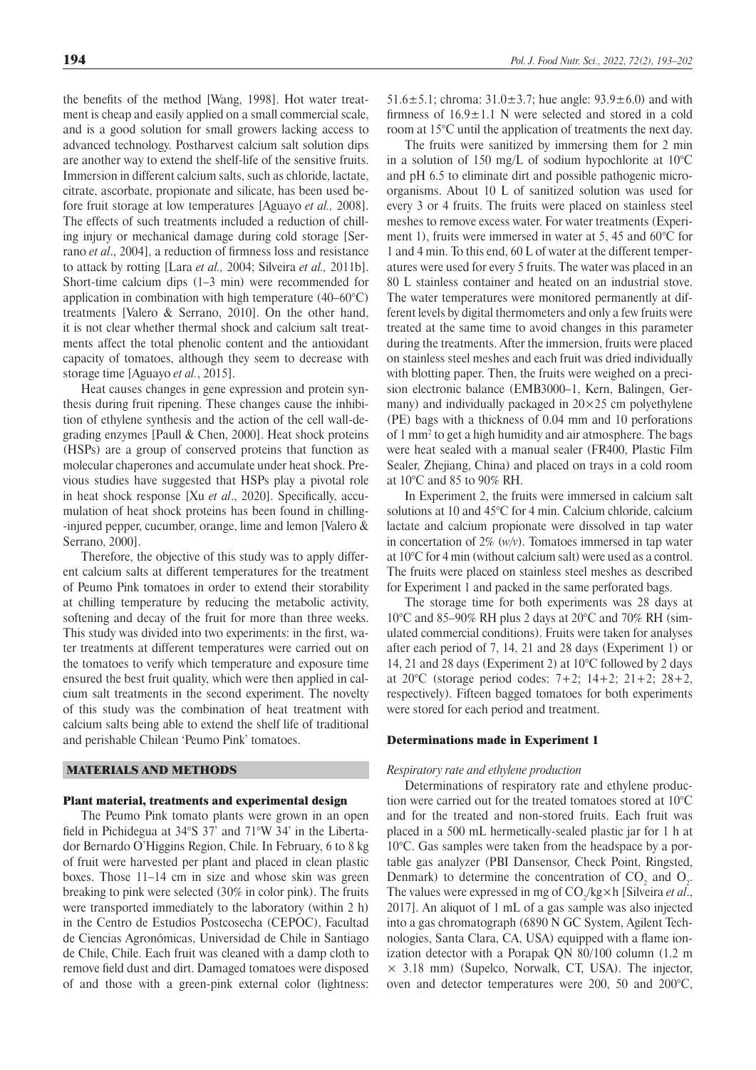the benefits of the method [Wang, 1998]. Hot water treatment is cheap and easily applied on a small commercial scale, and is a good solution for small growers lacking access to advanced technology. Postharvest calcium salt solution dips are another way to extend the shelf-life of the sensitive fruits. Immersion in different calcium salts, such as chloride, lactate, citrate, ascorbate, propionate and silicate, has been used before fruit storage at low temperatures [Aguayo *et al.,* 2008]. The effects of such treatments included a reduction of chilling injury or mechanical damage during cold storage [Serrano *et al*., 2004], a reduction of firmness loss and resistance to attack by rotting [Lara *et al.,* 2004; Silveira *et al.,* 2011b]. Short-time calcium dips (1–3 min) were recommended for application in combination with high temperature (40–60°C) treatments [Valero & Serrano, 2010]. On the other hand, it is not clear whether thermal shock and calcium salt treatments affect the total phenolic content and the antioxidant capacity of tomatoes, although they seem to decrease with storage time [Aguayo *et al.*, 2015].

Heat causes changes in gene expression and protein synthesis during fruit ripening. These changes cause the inhibition of ethylene synthesis and the action of the cell wall-degrading enzymes [Paull & Chen, 2000]. Heat shock proteins (HSPs) are a group of conserved proteins that function as molecular chaperones and accumulate under heat shock. Previous studies have suggested that HSPs play a pivotal role in heat shock response [Xu *et al*., 2020]. Specifically, accumulation of heat shock proteins has been found in chilling-injured pepper, cucumber, orange, lime and lemon [Valero & Serrano, 2000].

Therefore, the objective of this study was to apply different calcium salts at different temperatures for the treatment of Peumo Pink tomatoes in order to extend their storability at chilling temperature by reducing the metabolic activity, softening and decay of the fruit for more than three weeks. This study was divided into two experiments: in the first, water treatments at different temperatures were carried out on the tomatoes to verify which temperature and exposure time ensured the best fruit quality, which were then applied in calcium salt treatments in the second experiment. The novelty of this study was the combination of heat treatment with calcium salts being able to extend the shelf life of traditional and perishable Chilean 'Peumo Pink' tomatoes.

## MATERIALS AND METHODS

### Plant material, treatments and experimental design

The Peumo Pink tomato plants were grown in an open field in Pichidegua at 34°S 37' and 71°W 34' in the Libertador Bernardo O'Higgins Region, Chile. In February, 6 to 8 kg of fruit were harvested per plant and placed in clean plastic boxes. Those 11–14 cm in size and whose skin was green breaking to pink were selected (30% in color pink). The fruits were transported immediately to the laboratory (within 2 h) in the Centro de Estudios Postcosecha (CEPOC), Facultad de Ciencias Agronómicas, Universidad de Chile in Santiago de Chile, Chile. Each fruit was cleaned with a damp cloth to remove field dust and dirt. Damaged tomatoes were disposed of and those with a green-pink external color (lightness: 51.6±5.1; chroma: 31.0±3.7; hue angle: 93.9±6.0) and with firmness of 16.9±1.1 N were selected and stored in a cold room at 15°C until the application of treatments the next day.

The fruits were sanitized by immersing them for 2 min in a solution of 150 mg/L of sodium hypochlorite at 10°C and pH 6.5 to eliminate dirt and possible pathogenic microorganisms. About 10 L of sanitized solution was used for every 3 or 4 fruits. The fruits were placed on stainless steel meshes to remove excess water. For water treatments (Experiment 1), fruits were immersed in water at 5, 45 and 60°C for 1 and 4 min. To this end, 60 L of water at the different temperatures were used for every 5 fruits. The water was placed in an 80 L stainless container and heated on an industrial stove. The water temperatures were monitored permanently at different levels by digital thermometers and only a few fruits were treated at the same time to avoid changes in this parameter during the treatments. After the immersion, fruits were placed on stainless steel meshes and each fruit was dried individually with blotting paper. Then, the fruits were weighed on a precision electronic balance (EMB3000–1, Kern, Balingen, Germany) and individually packaged in 20×25 cm polyethylene (PE) bags with a thickness of 0.04 mm and 10 perforations of 1 mm$^2$ to get a high humidity and air atmosphere. The bags were heat sealed with a manual sealer (FR400, Plastic Film Sealer, Zhejiang, China) and placed on trays in a cold room at 10°C and 85 to 90% RH.

In Experiment 2, the fruits were immersed in calcium salt solutions at 10 and 45°C for 4 min. Calcium chloride, calcium lactate and calcium propionate were dissolved in tap water in concertation of 2% (*w/v*). Tomatoes immersed in tap water at 10°C for 4 min (without calcium salt) were used as a control. The fruits were placed on stainless steel meshes as described for Experiment 1 and packed in the same perforated bags.

The storage time for both experiments was 28 days at 10°C and 85–90% RH plus 2 days at 20°C and 70% RH (simulated commercial conditions). Fruits were taken for analyses after each period of 7, 14, 21 and 28 days (Experiment 1) or 14, 21 and 28 days (Experiment 2) at 10°C followed by 2 days at 20°C (storage period codes: 7+2; 14+2; 21+2; 28+2, respectively). Fifteen bagged tomatoes for both experiments were stored for each period and treatment.

### Determinations made in Experiment 1

#### *Respiratory rate and ethylene production*

Determinations of respiratory rate and ethylene production were carried out for the treated tomatoes stored at 10°C and for the treated and non-stored fruits. Each fruit was placed in a 500 mL hermetically-sealed plastic jar for 1 h at 10°C. Gas samples were taken from the headspace by a portable gas analyzer (PBI Dansensor, Check Point, Ringsted, Denmark) to determine the concentration of $CO_2$ and $O_2$. The values were expressed in mg of $CO_2$/kg×h [Silveira *et al*., 2017]. An aliquot of 1 mL of a gas sample was also injected into a gas chromatograph (6890 N GC System, Agilent Technologies, Santa Clara, CA, USA) equipped with a flame ionization detector with a Porapak QN 80/100 column (1.2 m × 3.18 mm) (Supelco, Norwalk, CT, USA). The injector, oven and detector temperatures were 200, 50 and 200°C,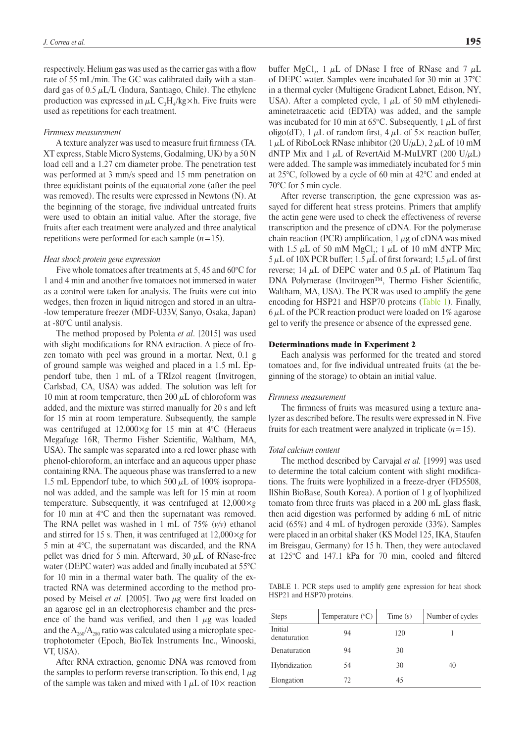respectively. Helium gas was used as the carrier gas with a flow rate of 55 mL/min. The GC was calibrated daily with a standard gas of 0.5 $\mu$L/L (Indura, Santiago, Chile). The ethylene production was expressed in $\mu$L $C_2H_4$/kg×h. Five fruits were used as repetitions for each treatment.

#### *Firmness measurement*

A texture analyzer was used to measure fruit firmness (TA. XT express, Stable Micro Systems, Godalming, UK) by a 50 N load cell and a 1.27 cm diameter probe. The penetration test was performed at 3 mm/s speed and 15 mm penetration on three equidistant points of the equatorial zone (after the peel was removed). The results were expressed in Newtons (N). At the beginning of the storage, five individual untreated fruits were used to obtain an initial value. After the storage, five fruits after each treatment were analyzed and three analytical repetitions were performed for each sample ($n$=15).

#### *Heat shock protein gene expression*

Five whole tomatoes after treatments at 5, 45 and 60°C for 1 and 4 min and another five tomatoes not immersed in water as a control were taken for analysis. The fruits were cut into wedges, then frozen in liquid nitrogen and stored in an ultra-low temperature freezer (MDF-U33V, Sanyo, Osaka, Japan) at -80°C until analysis.

The method proposed by Polenta *et al*. [2015] was used with slight modifications for RNA extraction. A piece of frozen tomato with peel was ground in a mortar. Next, 0.1 g of ground sample was weighed and placed in a 1.5 mL Eppendorf tube, then 1 mL of a TRIzol reagent (Invitrogen, Carlsbad, CA, USA) was added. The solution was left for 10 min at room temperature, then 200 $\mu$L of chloroform was added, and the mixture was stirred manually for 20 s and left for 15 min at room temperature. Subsequently, the sample was centrifuged at 12,000×*g* for 15 min at 4°C (Heraeus Megafuge 16R, Thermo Fisher Scientific, Waltham, MA, USA). The sample was separated into a red lower phase with phenol-chloroform, an interface and an aqueous upper phase containing RNA. The aqueous phase was transferred to a new 1.5 mL Eppendorf tube, to which 500 $\mu$L of 100% isopropanol was added, and the sample was left for 15 min at room temperature. Subsequently, it was centrifuged at 12,000×*g* for 10 min at 4°C and then the supernatant was removed. The RNA pellet was washed in 1 mL of 75% (*v/v*) ethanol and stirred for 15 s. Then, it was centrifuged at 12,000×*g* for 5 min at 4°C, the supernatant was discarded, and the RNA pellet was dried for 5 min. Afterward, 30 $\mu$L of RNase-free water (DEPC water) was added and finally incubated at 55°C for 10 min in a thermal water bath. The quality of the extracted RNA was determined according to the method proposed by Meisel *et al.* [2005]. Two $\mu$g were first loaded on an agarose gel in an electrophoresis chamber and the presence of the band was verified, and then 1 $\mu$g was loaded and the $A_{260}/A_{280}$ ratio was calculated using a microplate spectrophotometer (Epoch, BioTek Instruments Inc., Winooski, VT, USA).

After RNA extraction, genomic DNA was removed from the samples to perform reverse transcription. To this end, 1 $\mu$g of the sample was taken and mixed with 1 $\mu$L of 10× reaction buffer $MgCl_2$, 1 $\mu$L of DNase I free of RNase and 7 $\mu$L of DEPC water. Samples were incubated for 30 min at 37°C in a thermal cycler (Multigene Gradient Labnet, Edison, NY, USA). After a completed cycle, 1 $\mu$L of 50 mM ethylenediaminetetraacetic acid (EDTA) was added, and the sample was incubated for 10 min at 65°C. Subsequently, 1 $\mu$L of first oligo(dT), 1 $\mu$L of random first, 4 $\mu$L of 5× reaction buffer, 1 $\mu$L of RiboLock RNase inhibitor (20 U/$\mu$L), 2 $\mu$L of 10 mM dNTP Mix and 1 $\mu$L of RevertAid M-MuLVRT (200 U/$\mu$L) were added. The sample was immediately incubated for 5 min at 25°C, followed by a cycle of 60 min at 42°C and ended at 70°C for 5 min cycle.

After reverse transcription, the gene expression was assayed for different heat stress proteins. Primers that amplify the actin gene were used to check the effectiveness of reverse transcription and the presence of cDNA. For the polymerase chain reaction (PCR) amplification, 1 $\mu$g of cDNA was mixed with 1.5 $\mu$L of 50 mM $MgCl_2$; 1 $\mu$L of 10 mM dNTP Mix; 5 $\mu$L of 10X PCR buffer; 1.5 $\mu$L of first forward; 1.5 $\mu$L of first reverse; 14 $\mu$L of DEPC water and 0.5 $\mu$L of Platinum Taq DNA Polymerase (Invitrogen™, Thermo Fisher Scientific, Waltham, MA, USA). The PCR was used to amplify the gene encoding for HSP21 and HSP70 proteins (Table 1). Finally, 6 $\mu$L of the PCR reaction product were loaded on 1% agarose gel to verify the presence or absence of the expressed gene.

### Determinations made in Experiment 2

Each analysis was performed for the treated and stored tomatoes and, for five individual untreated fruits (at the beginning of the storage) to obtain an initial value.

#### *Firmness measurement*

The firmness of fruits was measured using a texture analyzer as described before. The results were expressed in N. Five fruits for each treatment were analyzed in triplicate ($n$=15).

#### *Total calcium content*

The method described by Carvajal *et al.* [1999] was used to determine the total calcium content with slight modifications. The fruits were lyophilized in a freeze-dryer (FD5508, IlShin BioBase, South Korea). A portion of 1 g of lyophilized tomato from three fruits was placed in a 200 mL glass flask, then acid digestion was performed by adding 6 mL of nitric acid (65%) and 4 mL of hydrogen peroxide (33%). Samples were placed in an orbital shaker (KS Model 125, IKA, Staufen im Breisgau, Germany) for 15 h. Then, they were autoclaved at 125°C and 147.1 kPa for 70 min, cooled and filtered

TABLE 1. PCR steps used to amplify gene expression for heat shock HSP21 and HSP70 proteins.

| Steps | Temperature (°C) | Time (s) | Number of cycles |
|---|---|---|---|
| Initial denaturation | 94 | 120 | 1 |
| Denaturation | 94 | 30 | 40 |
| Hybridization | 54 | 30 | |
| Elongation | 72 | 45 | |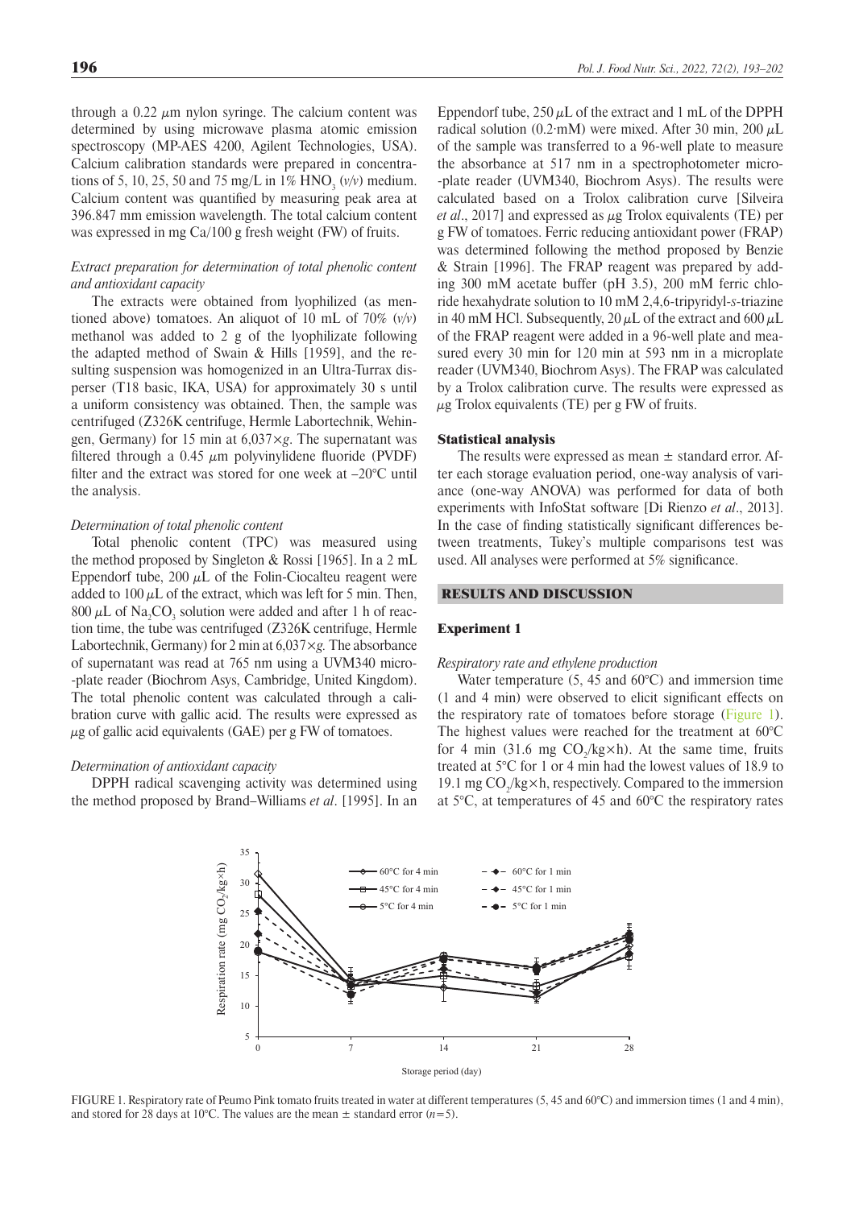through a 0.22 μm nylon syringe. The calcium content was determined by using microwave plasma atomic emission spectroscopy (MP-AES 4200, Agilent Technologies, USA). Calcium calibration standards were prepared in concentrations of 5, 10, 25, 50 and 75 mg/L in 1% $HNO_3$ (*v/v*) medium. Calcium content was quantified by measuring peak area at 396.847 mm emission wavelength. The total calcium content was expressed in mg Ca/100 g fresh weight (FW) of fruits.

### *Extract preparation for determination of total phenolic content and antioxidant capacity*

The extracts were obtained from lyophilized (as mentioned above) tomatoes. An aliquot of 10 mL of 70% (*v/v*) methanol was added to 2 g of the lyophilizate following the adapted method of Swain & Hills [1959], and the resulting suspension was homogenized in an Ultra-Turrax disperser (T18 basic, IKA, USA) for approximately 30 s until a uniform consistency was obtained. Then, the sample was centrifuged (Z326K centrifuge, Hermle Labortechnik, Wehingen, Germany) for 15 min at 6,037×*g*. The supernatant was filtered through a 0.45 μm polyvinylidene fluoride (PVDF) filter and the extract was stored for one week at –20°C until the analysis.

### *Determination of total phenolic content*

Total phenolic content (TPC) was measured using the method proposed by Singleton & Rossi [1965]. In a 2 mL Eppendorf tube, 200 μL of the Folin-Ciocalteu reagent were added to 100 μL of the extract, which was left for 5 min. Then, 800 μL of $Na_2CO_3$ solution were added and after 1 h of reaction time, the tube was centrifuged (Z326K centrifuge, Hermle Labortechnik, Germany) for 2 min at 6,037×*g.* The absorbance of supernatant was read at 765 nm using a UVM340 micro-plate reader (Biochrom Asys, Cambridge, United Kingdom). The total phenolic content was calculated through a calibration curve with gallic acid. The results were expressed as μg of gallic acid equivalents (GAE) per g FW of tomatoes.

### *Determination of antioxidant capacity*

DPPH radical scavenging activity was determined using the method proposed by Brand–Williams *et al*. [1995]. In an Eppendorf tube, 250 μL of the extract and 1 mL of the DPPH radical solution (0.2·mM) were mixed. After 30 min, 200 μL of the sample was transferred to a 96-well plate to measure the absorbance at 517 nm in a spectrophotometer micro-plate reader (UVM340, Biochrom Asys). The results were calculated based on a Trolox calibration curve [Silveira *et al*., 2017] and expressed as μg Trolox equivalents (TE) per g FW of tomatoes. Ferric reducing antioxidant power (FRAP) was determined following the method proposed by Benzie & Strain [1996]. The FRAP reagent was prepared by adding 300 mM acetate buffer (pH 3.5), 200 mM ferric chloride hexahydrate solution to 10 mM 2,4,6-tripyridyl-*s*-triazine in 40 mM HCl. Subsequently, 20 μL of the extract and 600 μL of the FRAP reagent were added in a 96-well plate and measured every 30 min for 120 min at 593 nm in a microplate reader (UVM340, Biochrom Asys). The FRAP was calculated by a Trolox calibration curve. The results were expressed as μg Trolox equivalents (TE) per g FW of fruits.

## Statistical analysis

The results were expressed as mean ± standard error. After each storage evaluation period, one-way analysis of variance (one-way ANOVA) was performed for data of both experiments with InfoStat software [Di Rienzo *et al*., 2013]. In the case of finding statistically significant differences between treatments, Tukey's multiple comparisons test was used. All analyses were performed at 5% significance.

# RESULTS AND DISCUSSION

## Experiment 1

### *Respiratory rate and ethylene production*

Water temperature (5, 45 and 60°C) and immersion time (1 and 4 min) were observed to elicit significant effects on the respiratory rate of tomatoes before storage (Figure 1). The highest values were reached for the treatment at 60°C for 4 min (31.6 mg $CO_2$/kg×h). At the same time, fruits treated at 5°C for 1 or 4 min had the lowest values of 18.9 to 19.1 mg $CO_2$/kg×h, respectively. Compared to the immersion at 5°C, at temperatures of 45 and 60°C the respiratory rates

FIGURE 1. Respiratory rate of Peumo Pink tomato fruits treated in water at different temperatures (5, 45 and 60°C) and immersion times (1 and 4 min), and stored for 28 days at 10°C. The values are the mean ± standard error (*n*=5).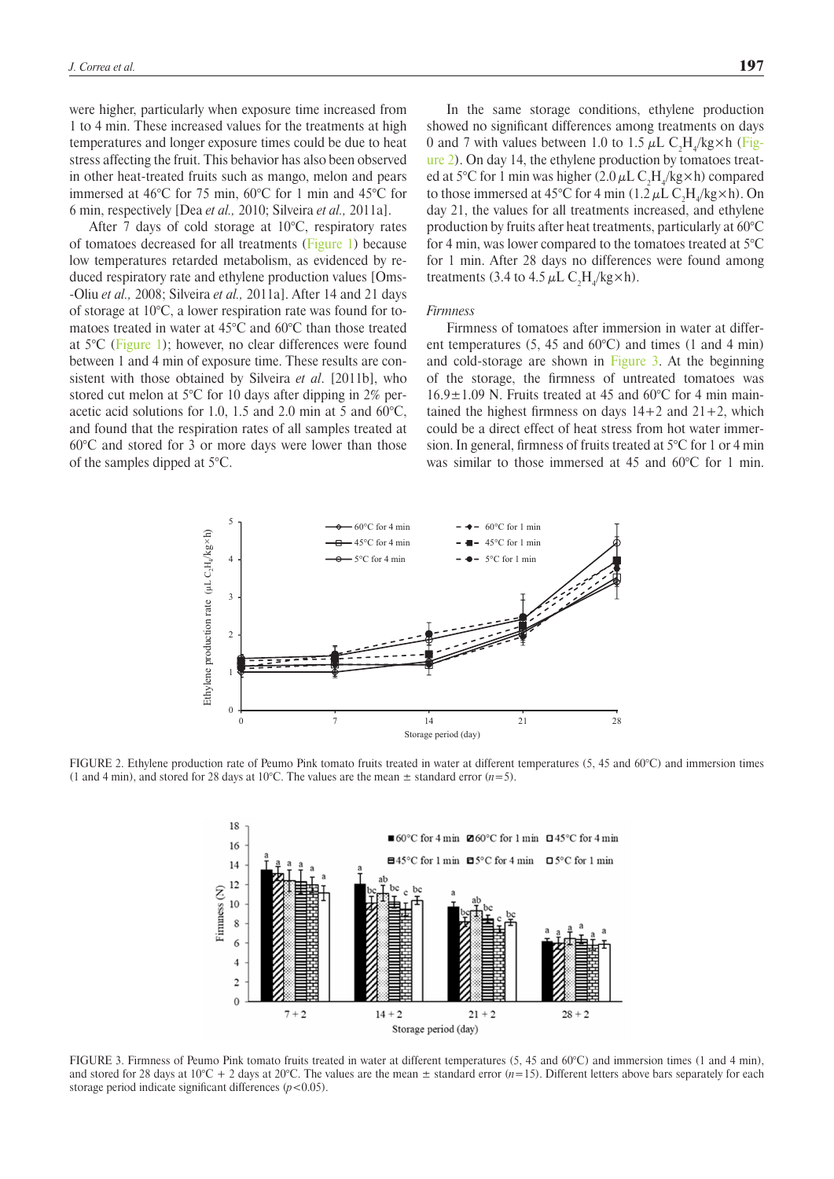were higher, particularly when exposure time increased from 1 to 4 min. These increased values for the treatments at high temperatures and longer exposure times could be due to heat stress affecting the fruit. This behavior has also been observed in other heat-treated fruits such as mango, melon and pears immersed at 46°C for 75 min, 60°C for 1 min and 45°C for 6 min, respectively [Dea *et al.,* 2010; Silveira *et al.,* 2011a].

After 7 days of cold storage at 10°C, respiratory rates of tomatoes decreased for all treatments (Figure 1) because low temperatures retarded metabolism, as evidenced by reduced respiratory rate and ethylene production values [Oms-Oliu *et al.,* 2008; Silveira *et al.,* 2011a]. After 14 and 21 days of storage at 10°C, a lower respiration rate was found for tomatoes treated in water at 45°C and 60°C than those treated at 5°C (Figure 1); however, no clear differences were found between 1 and 4 min of exposure time. These results are consistent with those obtained by Silveira *et al*. [2011b], who stored cut melon at 5°C for 10 days after dipping in 2% peracetic acid solutions for 1.0, 1.5 and 2.0 min at 5 and 60°C, and found that the respiration rates of all samples treated at 60°C and stored for 3 or more days were lower than those of the samples dipped at 5°C.

In the same storage conditions, ethylene production showed no significant differences among treatments on days 0 and 7 with values between 1.0 to 1.5 $\mu$L $C_2H_4$/kg×h (Figure 2). On day 14, the ethylene production by tomatoes treated at 5°C for 1 min was higher (2.0 $\mu$L $C_2H_4$/kg×h) compared to those immersed at 45°C for 4 min (1.2 $\mu$L $C_2H_4$/kg×h). On day 21, the values for all treatments increased, and ethylene production by fruits after heat treatments, particularly at 60°C for 4 min, was lower compared to the tomatoes treated at 5°C for 1 min. After 28 days no differences were found among treatments (3.4 to 4.5 $\mu$L $C_2H_4$/kg×h).

### *Firmness*

Firmness of tomatoes after immersion in water at different temperatures (5, 45 and 60°C) and times (1 and 4 min) and cold-storage are shown in Figure 3. At the beginning of the storage, the firmness of untreated tomatoes was 16.9±1.09 N. Fruits treated at 45 and 60°C for 4 min maintained the highest firmness on days 14+2 and 21+2, which could be a direct effect of heat stress from hot water immersion. In general, firmness of fruits treated at 5°C for 1 or 4 min was similar to those immersed at 45 and 60°C for 1 min.

FIGURE 2. Ethylene production rate of Peumo Pink tomato fruits treated in water at different temperatures (5, 45 and 60°C) and immersion times (1 and 4 min), and stored for 28 days at 10°C. The values are the mean ± standard error ($n$=5).

FIGURE 3. Firmness of Peumo Pink tomato fruits treated in water at different temperatures (5, 45 and 60°C) and immersion times (1 and 4 min), and stored for 28 days at 10°C + 2 days at 20°C. The values are the mean ± standard error ($n$=15). Different letters above bars separately for each storage period indicate significant differences ($p$<0.05).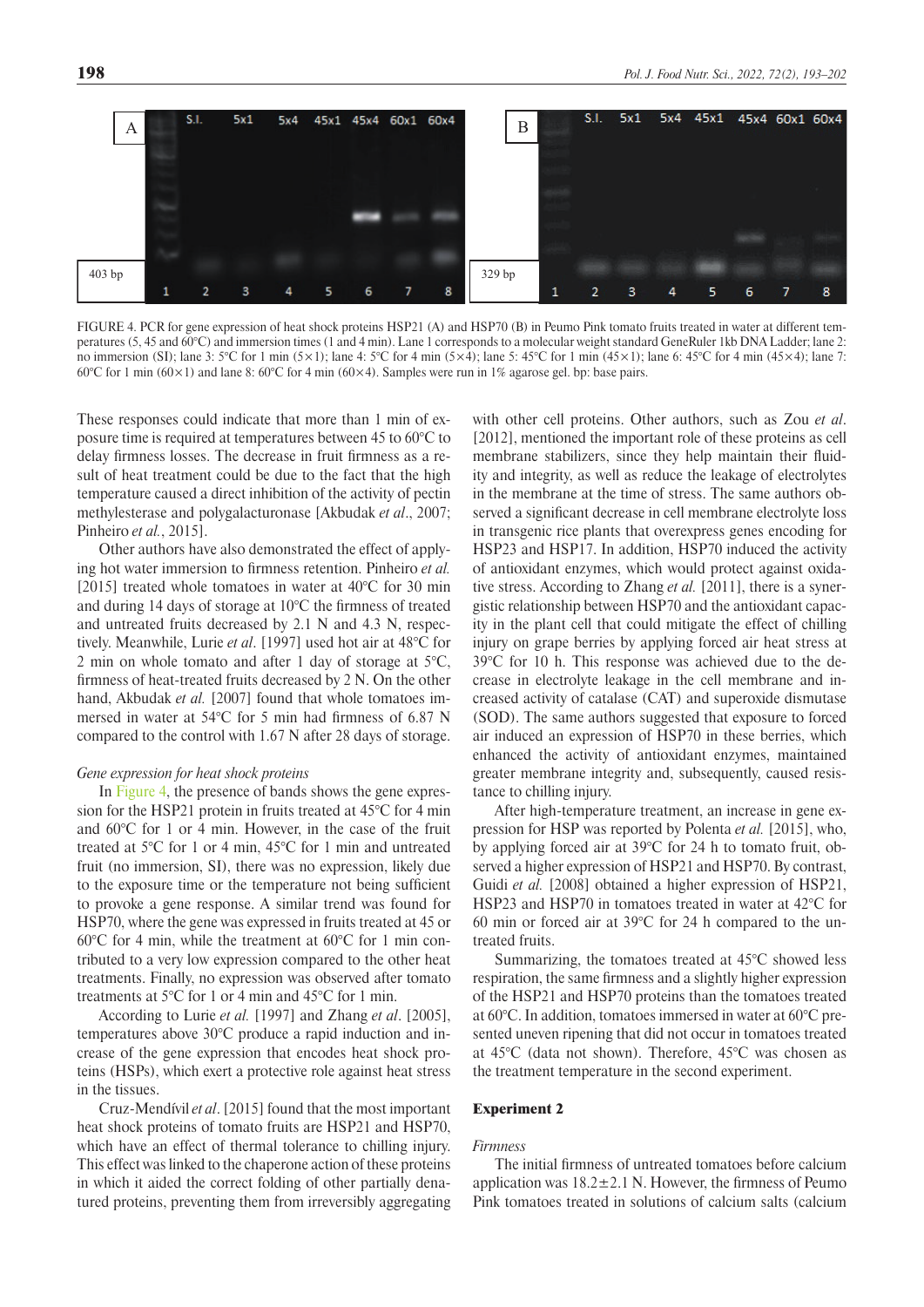FIGURE 4. PCR for gene expression of heat shock proteins HSP21 (A) and HSP70 (B) in Peumo Pink tomato fruits treated in water at different temperatures (5, 45 and 60°C) and immersion times (1 and 4 min). Lane 1 corresponds to a molecular weight standard GeneRuler 1kb DNA Ladder; lane 2: no immersion (SI); lane 3: 5°C for 1 min (5×1); lane 4: 5°C for 4 min (5×4); lane 5: 45°C for 1 min (45×1); lane 6: 45°C for 4 min (45×4); lane 7: 60°C for 1 min (60×1) and lane 8: 60°C for 4 min (60×4). Samples were run in 1% agarose gel. bp: base pairs.

These responses could indicate that more than 1 min of exposure time is required at temperatures between 45 to 60°C to delay firmness losses. The decrease in fruit firmness as a result of heat treatment could be due to the fact that the high temperature caused a direct inhibition of the activity of pectin methylesterase and polygalacturonase [Akbudak *et al*., 2007; Pinheiro *et al.*, 2015].

Other authors have also demonstrated the effect of applying hot water immersion to firmness retention. Pinheiro *et al.* [2015] treated whole tomatoes in water at 40°C for 30 min and during 14 days of storage at 10°C the firmness of treated and untreated fruits decreased by 2.1 N and 4.3 N, respectively. Meanwhile, Lurie *et al*. [1997] used hot air at 48°C for 2 min on whole tomato and after 1 day of storage at 5°C, firmness of heat-treated fruits decreased by 2 N. On the other hand, Akbudak *et al.* [2007] found that whole tomatoes immersed in water at 54°C for 5 min had firmness of 6.87 N compared to the control with 1.67 N after 28 days of storage.

### *Gene expression for heat shock proteins*

In Figure 4, the presence of bands shows the gene expression for the HSP21 protein in fruits treated at 45°C for 4 min and 60°C for 1 or 4 min. However, in the case of the fruit treated at 5°C for 1 or 4 min, 45°C for 1 min and untreated fruit (no immersion, SI), there was no expression, likely due to the exposure time or the temperature not being sufficient to provoke a gene response. A similar trend was found for HSP70, where the gene was expressed in fruits treated at 45 or 60°C for 4 min, while the treatment at 60°C for 1 min contributed to a very low expression compared to the other heat treatments. Finally, no expression was observed after tomato treatments at 5°C for 1 or 4 min and 45°C for 1 min.

According to Lurie *et al.* [1997] and Zhang *et al*. [2005], temperatures above 30°C produce a rapid induction and increase of the gene expression that encodes heat shock proteins (HSPs), which exert a protective role against heat stress in the tissues.

Cruz-Mendívil *et al*. [2015] found that the most important heat shock proteins of tomato fruits are HSP21 and HSP70, which have an effect of thermal tolerance to chilling injury. This effect was linked to the chaperone action of these proteins in which it aided the correct folding of other partially denatured proteins, preventing them from irreversibly aggregating with other cell proteins. Other authors, such as Zou *et al.* [2012], mentioned the important role of these proteins as cell membrane stabilizers, since they help maintain their fluidity and integrity, as well as reduce the leakage of electrolytes in the membrane at the time of stress. The same authors observed a significant decrease in cell membrane electrolyte loss in transgenic rice plants that overexpress genes encoding for HSP23 and HSP17. In addition, HSP70 induced the activity of antioxidant enzymes, which would protect against oxidative stress. According to Zhang *et al.* [2011], there is a synergistic relationship between HSP70 and the antioxidant capacity in the plant cell that could mitigate the effect of chilling injury on grape berries by applying forced air heat stress at 39°C for 10 h. This response was achieved due to the decrease in electrolyte leakage in the cell membrane and increased activity of catalase (CAT) and superoxide dismutase (SOD). The same authors suggested that exposure to forced air induced an expression of HSP70 in these berries, which enhanced the activity of antioxidant enzymes, maintained greater membrane integrity and, subsequently, caused resistance to chilling injury.

After high-temperature treatment, an increase in gene expression for HSP was reported by Polenta *et al.* [2015], who, by applying forced air at 39°C for 24 h to tomato fruit, observed a higher expression of HSP21 and HSP70. By contrast, Guidi *et al.* [2008] obtained a higher expression of HSP21, HSP23 and HSP70 in tomatoes treated in water at 42°C for 60 min or forced air at 39°C for 24 h compared to the untreated fruits.

Summarizing, the tomatoes treated at 45°C showed less respiration, the same firmness and a slightly higher expression of the HSP21 and HSP70 proteins than the tomatoes treated at 60°C. In addition, tomatoes immersed in water at 60°C presented uneven ripening that did not occur in tomatoes treated at 45°C (data not shown). Therefore, 45°C was chosen as the treatment temperature in the second experiment.

## Experiment 2

### *Firmness*

The initial firmness of untreated tomatoes before calcium application was 18.2±2.1 N. However, the firmness of Peumo Pink tomatoes treated in solutions of calcium salts (calcium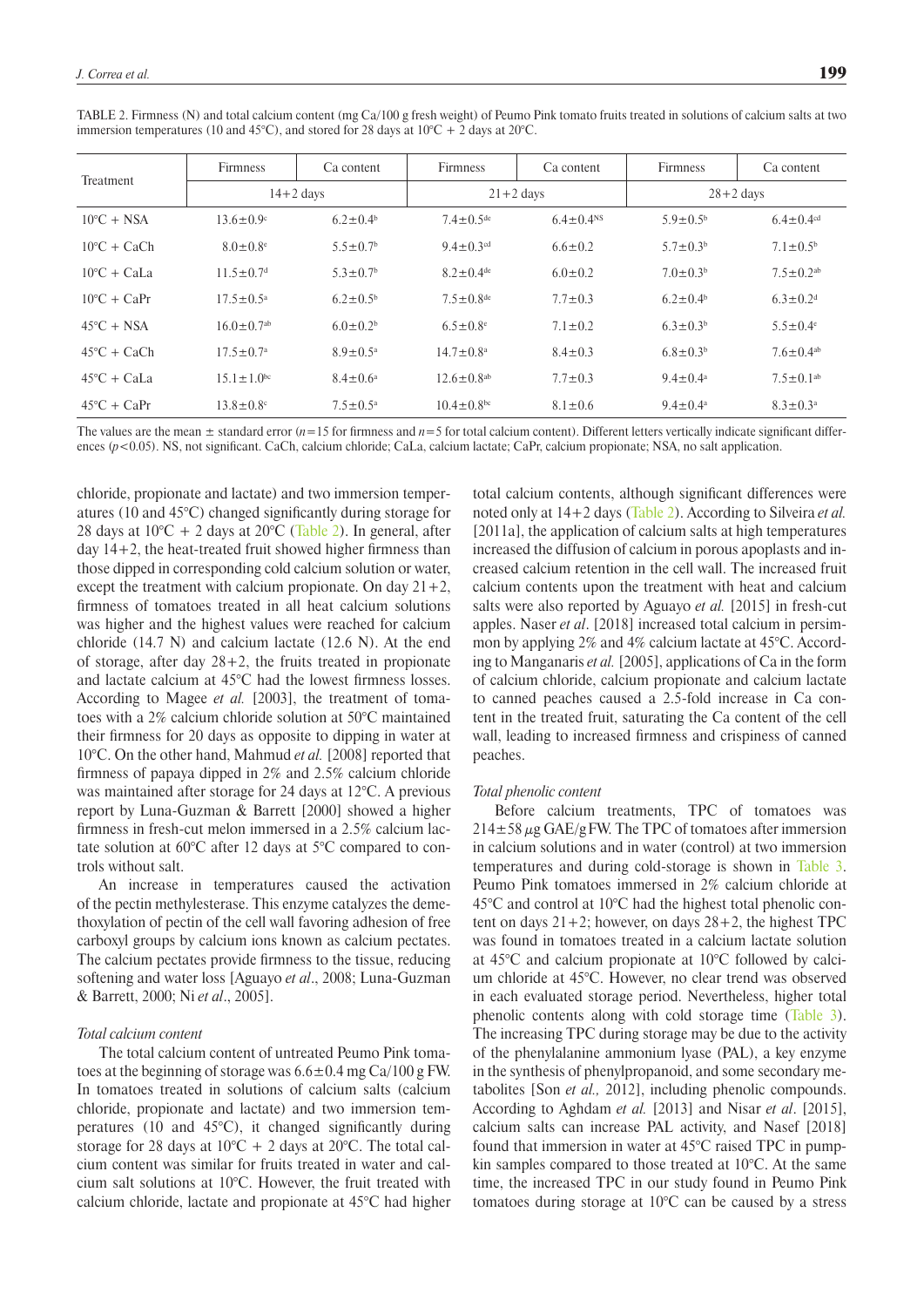TABLE 2. Firmness (N) and total calcium content (mg Ca/100 g fresh weight) of Peumo Pink tomato fruits treated in solutions of calcium salts at two immersion temperatures (10 and 45°C), and stored for 28 days at 10°C + 2 days at 20°C.

| Treatment | Firmness | Ca content | Firmness | Ca content | Firmness | Ca content |
|---|---|---|---|---|---|---|
| | 14+2 days | | 21+2 days | | 28+2 days | |
| 10°C + NSA | 13.6±0.9[c] | 6.2±0.4[b] | 7.4±0.5[de] | 6.4±0.4[NS] | 5.9±0.5[b] | 6.4±0.4[cd] |
| 10°C + CaCh | 8.0±0.8[e] | 5.5±0.7[b] | 9.4±0.3[cd] | 6.6±0.2 | 5.7±0.3[b] | 7.1±0.5[b] |
| 10°C + CaLa | 11.5±0.7[d] | 5.3±0.7[b] | 8.2±0.4[de] | 6.0±0.2 | 7.0±0.3[b] | 7.5±0.2[ab] |
| 10°C + CaPr | 17.5±0.5[a] | 6.2±0.5[b] | 7.5±0.8[de] | 7.7±0.3 | 6.2±0.4[b] | 6.3±0.2[d] |
| 45°C + NSA | 16.0±0.7[ab] | 6.0±0.2[b] | 6.5±0.8[e] | 7.1±0.2 | 6.3±0.3[b] | 5.5±0.4[e] |
| 45°C + CaCh | 17.5±0.7[a] | 8.9±0.5[a] | 14.7±0.8[a] | 8.4±0.3 | 6.8±0.3[b] | 7.6±0.4[ab] |
| 45°C + CaLa | 15.1±1.0[bc] | 8.4±0.6[a] | 12.6±0.8[ab] | 7.7±0.3 | 9.4±0.4[a] | 7.5±0.1[ab] |
| 45°C + CaPr | 13.8±0.8[c] | 7.5±0.5[a] | 10.4±0.8[bc] | 8.1±0.6 | 9.4±0.4[a] | 8.3±0.3[a] |

The values are the mean ± standard error ($n$=15 for firmness and $n$=5 for total calcium content). Different letters vertically indicate significant differences ($p$<0.05). NS, not significant. CaCh, calcium chloride; CaLa, calcium lactate; CaPr, calcium propionate; NSA, no salt application.

chloride, propionate and lactate) and two immersion temperatures (10 and 45°C) changed significantly during storage for 28 days at 10°C + 2 days at 20°C (Table 2). In general, after day 14+2, the heat-treated fruit showed higher firmness than those dipped in corresponding cold calcium solution or water, except the treatment with calcium propionate. On day 21+2, firmness of tomatoes treated in all heat calcium solutions was higher and the highest values were reached for calcium chloride (14.7 N) and calcium lactate (12.6 N). At the end of storage, after day 28+2, the fruits treated in propionate and lactate calcium at 45°C had the lowest firmness losses. According to Magee *et al.* [2003], the treatment of tomatoes with a 2% calcium chloride solution at 50°C maintained their firmness for 20 days as opposite to dipping in water at 10°C. On the other hand, Mahmud *et al.* [2008] reported that firmness of papaya dipped in 2% and 2.5% calcium chloride was maintained after storage for 24 days at 12°C. A previous report by Luna-Guzman & Barrett [2000] showed a higher firmness in fresh-cut melon immersed in a 2.5% calcium lactate solution at 60°C after 12 days at 5°C compared to controls without salt.

An increase in temperatures caused the activation of the pectin methylesterase. This enzyme catalyzes the demethoxylation of pectin of the cell wall favoring adhesion of free carboxyl groups by calcium ions known as calcium pectates. The calcium pectates provide firmness to the tissue, reducing softening and water loss [Aguayo *et al*., 2008; Luna-Guzman & Barrett, 2000; Ni *et al*., 2005].

*Total calcium content*

The total calcium content of untreated Peumo Pink tomatoes at the beginning of storage was 6.6±0.4 mg Ca/100 g FW. In tomatoes treated in solutions of calcium salts (calcium chloride, propionate and lactate) and two immersion temperatures (10 and 45°C), it changed significantly during storage for 28 days at 10°C + 2 days at 20°C. The total calcium content was similar for fruits treated in water and calcium salt solutions at 10°C. However, the fruit treated with calcium chloride, lactate and propionate at 45°C had higher total calcium contents, although significant differences were noted only at 14+2 days (Table 2). According to Silveira *et al.* [2011a], the application of calcium salts at high temperatures increased the diffusion of calcium in porous apoplasts and increased calcium retention in the cell wall. The increased fruit calcium contents upon the treatment with heat and calcium salts were also reported by Aguayo *et al.* [2015] in fresh-cut apples. Naser *et al*. [2018] increased total calcium in persimmon by applying 2% and 4% calcium lactate at 45°C. According to Manganaris *et al.* [2005], applications of Ca in the form of calcium chloride, calcium propionate and calcium lactate to canned peaches caused a 2.5-fold increase in Ca content in the treated fruit, saturating the Ca content of the cell wall, leading to increased firmness and crispiness of canned peaches.

*Total phenolic content*

Before calcium treatments, TPC of tomatoes was 214±58 μg GAE/g FW. The TPC of tomatoes after immersion in calcium solutions and in water (control) at two immersion temperatures and during cold-storage is shown in Table 3. Peumo Pink tomatoes immersed in 2% calcium chloride at 45°C and control at 10°C had the highest total phenolic content on days 21+2; however, on days 28+2, the highest TPC was found in tomatoes treated in a calcium lactate solution at 45°C and calcium propionate at 10°C followed by calcium chloride at 45°C. However, no clear trend was observed in each evaluated storage period. Nevertheless, higher total phenolic contents along with cold storage time (Table 3). The increasing TPC during storage may be due to the activity of the phenylalanine ammonium lyase (PAL), a key enzyme in the synthesis of phenylpropanoid, and some secondary metabolites [Son *et al.,* 2012], including phenolic compounds. According to Aghdam *et al.* [2013] and Nisar *et al*. [2015], calcium salts can increase PAL activity, and Nasef [2018] found that immersion in water at 45°C raised TPC in pumpkin samples compared to those treated at 10°C. At the same time, the increased TPC in our study found in Peumo Pink tomatoes during storage at 10°C can be caused by a stress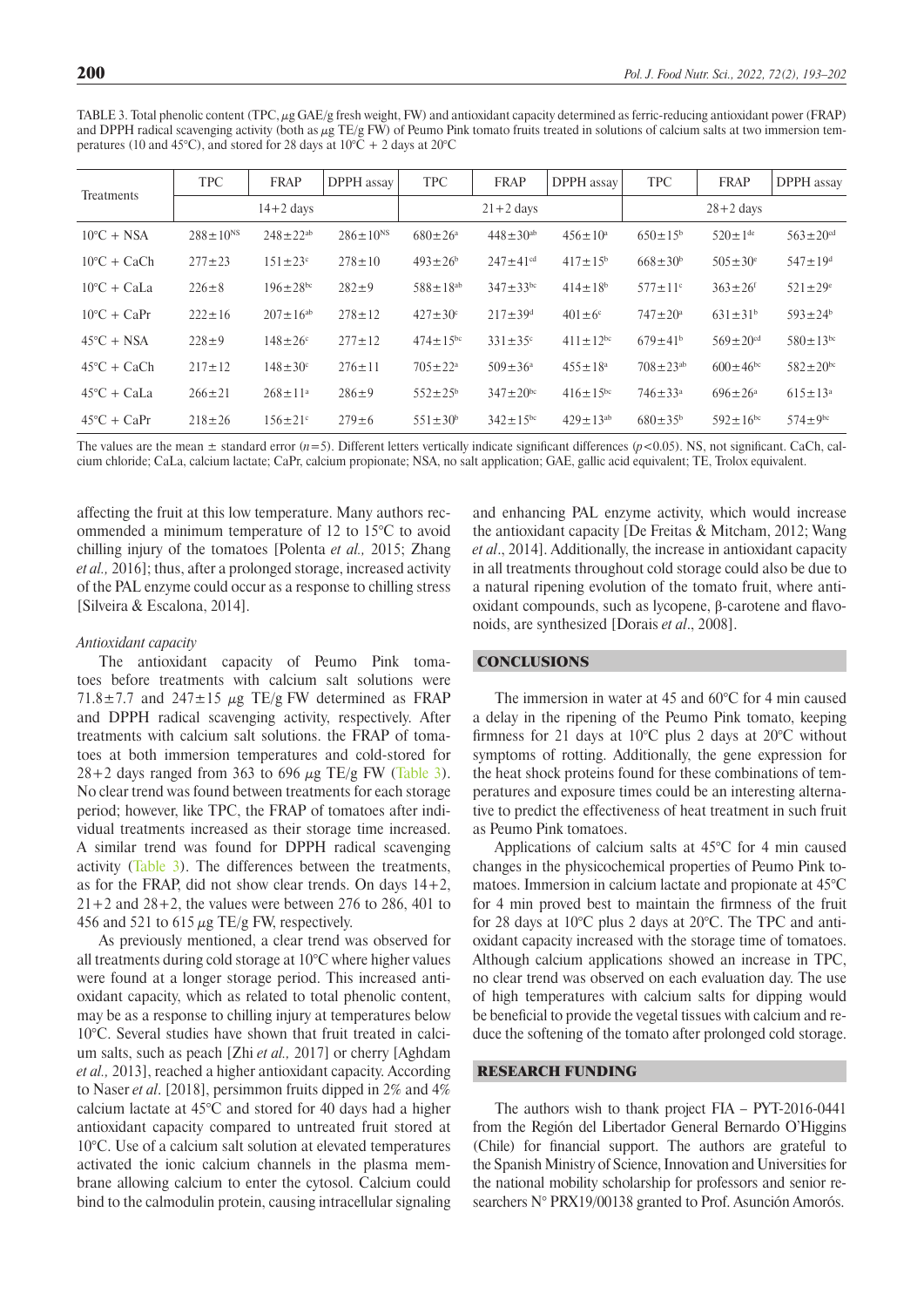TABLE 3. Total phenolic content (TPC, µg GAE/g fresh weight, FW) and antioxidant capacity determined as ferric-reducing antioxidant power (FRAP) and DPPH radical scavenging activity (both as µg TE/g FW) of Peumo Pink tomato fruits treated in solutions of calcium salts at two immersion temperatures (10 and 45°C), and stored for 28 days at 10°C + 2 days at 20°C

| Treatments | TPC | FRAP | DPPH assay | TPC | FRAP | DPPH assay | TPC | FRAP | DPPH assay |
|---|---|---|---|---|---|---|---|---|---|
| | 14+2 days | | | 21+2 days | | | 28+2 days | | |
| 10°C + NSA | 288±10[NS] | 248±22[ab] | 286±10[NS] | 680±26[a] | 448±30[ab] | 456±10[a] | 650±15[b] | 520±1[de] | 563±20[cd] |
| 10°C + CaCh | 277±23 | 151±23[c] | 278±10 | 493±26[b] | 247±41[cd] | 417±15[b] | 668±30[b] | 505±30[e] | 547±19[d] |
| 10°C + CaLa | 226±8 | 196±28[bc] | 282±9 | 588±18[ab] | 347±33[bc] | 414±18[b] | 577±11[c] | 363±26[f] | 521±29[e] |
| 10°C + CaPr | 222±16 | 207±16[ab] | 278±12 | 427±30[c] | 217±39[d] | 401±6[c] | 747±20[a] | 631±31[b] | 593±24[b] |
| 45°C + NSA | 228±9 | 148±26[c] | 277±12 | 474±15[bc] | 331±35[c] | 411±12[bc] | 679±41[b] | 569±20[cd] | 580±13[bc] |
| 45°C + CaCh | 217±12 | 148±30[c] | 276±11 | 705±22[a] | 509±36[a] | 455±18[a] | 708±23[ab] | 600±46[bc] | 582±20[bc] |
| 45°C + CaLa | 266±21 | 268±11[a] | 286±9 | 552±25[b] | 347±20[bc] | 416±15[bc] | 746±33[a] | 696±26[a] | 615±13[a] |
| 45°C + CaPr | 218±26 | 156±21[c] | 279±6 | 551±30[b] | 342±15[bc] | 429±13[ab] | 680±35[b] | 592±16[bc] | 574±9[bc] |

The values are the mean ± standard error ($n$=5). Different letters vertically indicate significant differences ($p$<0.05). NS, not significant. CaCh, calcium chloride; CaLa, calcium lactate; CaPr, calcium propionate; NSA, no salt application; GAE, gallic acid equivalent; TE, Trolox equivalent.

affecting the fruit at this low temperature. Many authors recommended a minimum temperature of 12 to 15°C to avoid chilling injury of the tomatoes [Polenta *et al.,* 2015; Zhang *et al.,* 2016]; thus, after a prolonged storage, increased activity of the PAL enzyme could occur as a response to chilling stress [Silveira & Escalona, 2014].

### *Antioxidant capacity*

The antioxidant capacity of Peumo Pink tomatoes before treatments with calcium salt solutions were 71.8±7.7 and 247±15 µg TE/g FW determined as FRAP and DPPH radical scavenging activity, respectively. After treatments with calcium salt solutions. the FRAP of tomatoes at both immersion temperatures and cold-stored for 28+2 days ranged from 363 to 696 µg TE/g FW (Table 3). No clear trend was found between treatments for each storage period; however, like TPC, the FRAP of tomatoes after individual treatments increased as their storage time increased. A similar trend was found for DPPH radical scavenging activity (Table 3). The differences between the treatments, as for the FRAP, did not show clear trends. On days 14+2, 21+2 and 28+2, the values were between 276 to 286, 401 to 456 and 521 to 615 µg TE/g FW, respectively.

As previously mentioned, a clear trend was observed for all treatments during cold storage at 10°C where higher values were found at a longer storage period. This increased antioxidant capacity, which as related to total phenolic content, may be as a response to chilling injury at temperatures below 10°C. Several studies have shown that fruit treated in calcium salts, such as peach [Zhi *et al.,* 2017] or cherry [Aghdam *et al.,* 2013], reached a higher antioxidant capacity. According to Naser *et al*. [2018], persimmon fruits dipped in 2% and 4% calcium lactate at 45°C and stored for 40 days had a higher antioxidant capacity compared to untreated fruit stored at 10°C. Use of a calcium salt solution at elevated temperatures activated the ionic calcium channels in the plasma membrane allowing calcium to enter the cytosol. Calcium could bind to the calmodulin protein, causing intracellular signaling and enhancing PAL enzyme activity, which would increase the antioxidant capacity [De Freitas & Mitcham, 2012; Wang *et al*., 2014]. Additionally, the increase in antioxidant capacity in all treatments throughout cold storage could also be due to a natural ripening evolution of the tomato fruit, where antioxidant compounds, such as lycopene, β-carotene and flavonoids, are synthesized [Dorais *et al*., 2008].

## CONCLUSIONS

The immersion in water at 45 and 60°C for 4 min caused a delay in the ripening of the Peumo Pink tomato, keeping firmness for 21 days at 10°C plus 2 days at 20°C without symptoms of rotting. Additionally, the gene expression for the heat shock proteins found for these combinations of temperatures and exposure times could be an interesting alternative to predict the effectiveness of heat treatment in such fruit as Peumo Pink tomatoes.

Applications of calcium salts at 45°C for 4 min caused changes in the physicochemical properties of Peumo Pink tomatoes. Immersion in calcium lactate and propionate at 45°C for 4 min proved best to maintain the firmness of the fruit for 28 days at 10°C plus 2 days at 20°C. The TPC and antioxidant capacity increased with the storage time of tomatoes. Although calcium applications showed an increase in TPC, no clear trend was observed on each evaluation day. The use of high temperatures with calcium salts for dipping would be beneficial to provide the vegetal tissues with calcium and reduce the softening of the tomato after prolonged cold storage.

## RESEARCH FUNDING

The authors wish to thank project FIA – PYT-2016-0441 from the Región del Libertador General Bernardo O'Higgins (Chile) for financial support. The authors are grateful to the Spanish Ministry of Science, Innovation and Universities for the national mobility scholarship for professors and senior researchers N° PRX19/00138 granted to Prof. Asunción Amorós.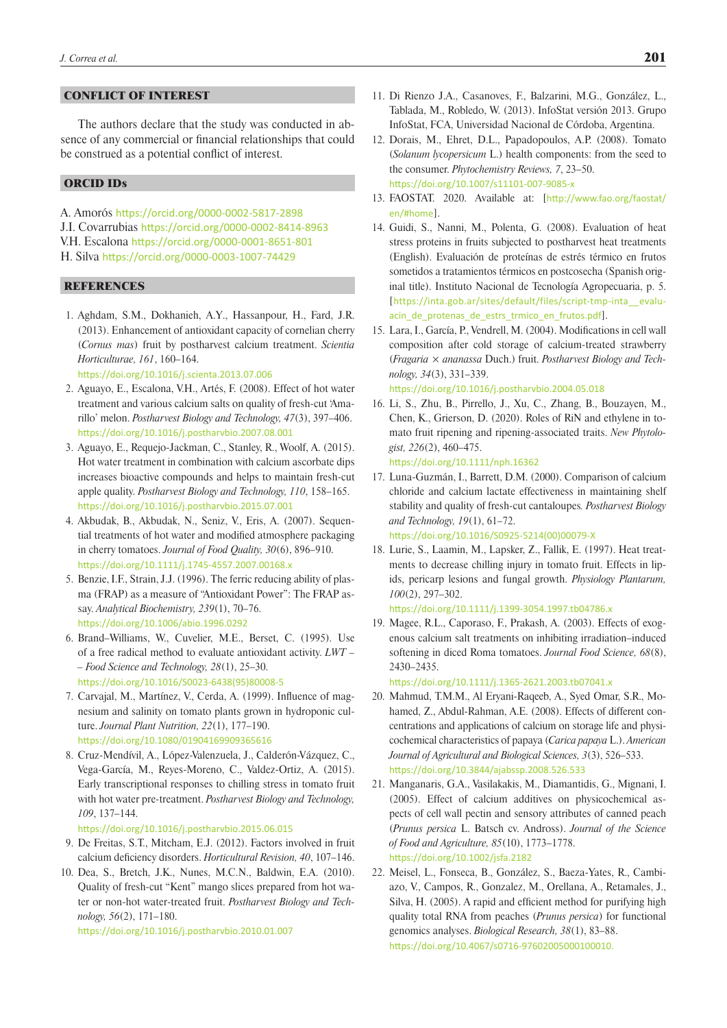## CONFLICT OF INTEREST

The authors declare that the study was conducted in absence of any commercial or financial relationships that could be construed as a potential conflict of interest.

## ORCID IDs

A. Amorós https://orcid.org/0000-0002-5817-2898
J.I. Covarrubias https://orcid.org/0000-0002-8414-8963
V.H. Escalona https://orcid.org/0000-0001-8651-801
H. Silva https://orcid.org/0000-0003-1007-74429

## REFERENCES

1. Aghdam, S.M., Dokhanieh, A.Y., Hassanpour, H., Fard, J.R. (2013). Enhancement of antioxidant capacity of cornelian cherry (*Cornus mas*) fruit by postharvest calcium treatment. *Scientia Horticulturae, 161*, 160–164. https://doi.org/10.1016/j.scienta.2013.07.006
2. Aguayo, E., Escalona, V.H., Artés, F. (2008). Effect of hot water treatment and various calcium salts on quality of fresh-cut 'Amarillo' melon. *Postharvest Biology and Technology, 47*(3), 397–406. https://doi.org/10.1016/j.postharvbio.2007.08.001
3. Aguayo, E., Requejo-Jackman, C., Stanley, R., Woolf, A. (2015). Hot water treatment in combination with calcium ascorbate dips increases bioactive compounds and helps to maintain fresh-cut apple quality. *Postharvest Biology and Technology, 110*, 158–165. https://doi.org/10.1016/j.postharvbio.2015.07.001
4. Akbudak, B., Akbudak, N., Seniz, V., Eris, A. (2007). Sequential treatments of hot water and modified atmosphere packaging in cherry tomatoes. *Journal of Food Quality, 30*(6), 896–910. https://doi.org/10.1111/j.1745-4557.2007.00168.x
5. Benzie, I.F., Strain, J.J. (1996). The ferric reducing ability of plasma (FRAP) as a measure of "Antioxidant Power": The FRAP assay. *Analytical Biochemistry, 239*(1), 70–76. https://doi.org/10.1006/abio.1996.0292
6. Brand–Williams, W., Cuvelier, M.E., Berset, C. (1995). Use of a free radical method to evaluate antioxidant activity. *LWT – – Food Science and Technology, 28*(1), 25–30. https://doi.org/10.1016/S0023-6438(95)80008-5
7. Carvajal, M., Martínez, V., Cerda, A. (1999). Influence of magnesium and salinity on tomato plants grown in hydroponic culture. *Journal Plant Nutrition, 22*(1), 177–190. https://doi.org/10.1080/01904169909365616
8. Cruz-Mendívil, A., López-Valenzuela, J., Calderón-Vázquez, C., Vega-García, M., Reyes-Moreno, C., Valdez-Ortiz, A. (2015). Early transcriptional responses to chilling stress in tomato fruit with hot water pre-treatment. *Postharvest Biology and Technology, 109*, 137–144. https://doi.org/10.1016/j.postharvbio.2015.06.015
9. De Freitas, S.T., Mitcham, E.J. (2012). Factors involved in fruit calcium deficiency disorders. *Horticultural Revision, 40*, 107–146.
10. Dea, S., Bretch, J.K., Nunes, M.C.N., Baldwin, E.A. (2010). Quality of fresh-cut "Kent" mango slices prepared from hot water or non-hot water-treated fruit. *Postharvest Biology and Technology, 56*(2), 171–180. https://doi.org/10.1016/j.postharvbio.2010.01.007
11. Di Rienzo J.A., Casanoves, F., Balzarini, M.G., González, L., Tablada, M., Robledo, W. (2013). InfoStat versión 2013. Grupo InfoStat, FCA, Universidad Nacional de Córdoba, Argentina.
12. Dorais, M., Ehret, D.L., Papadopoulos, A.P. (2008). Tomato (*Solanum lycopersicum* L.) health components: from the seed to the consumer. *Phytochemistry Reviews, 7*, 23–50. https://doi.org/10.1007/s11101-007-9085-x
13. FAOSTAT. 2020. Available at: [http://www.fao.org/faostat/en/#home].
14. Guidi, S., Nanni, M., Polenta, G. (2008). Evaluation of heat stress proteins in fruits subjected to postharvest heat treatments (English). Evaluación de proteínas de estrés térmico en frutos sometidos a tratamientos térmicos en postcosecha (Spanish original title). Instituto Nacional de Tecnología Agropecuaria, p. 5. [https://inta.gob.ar/sites/default/files/script-tmp-inta__evaluacin_de_protenas_de_estrs_trmico_en_frutos.pdf].
15. Lara, I., García, P., Vendrell, M. (2004). Modifications in cell wall composition after cold storage of calcium-treated strawberry (*Fragaria × ananassa* Duch.) fruit. *Postharvest Biology and Technology, 34*(3), 331–339. https://doi.org/10.1016/j.postharvbio.2004.05.018
16. Li, S., Zhu, B., Pirrello, J., Xu, C., Zhang, B., Bouzayen, M., Chen, K., Grierson, D. (2020). Roles of RiN and ethylene in tomato fruit ripening and ripening-associated traits. *New Phytologist, 226*(2), 460–475. https://doi.org/10.1111/nph.16362
17. Luna-Guzmán, I., Barrett, D.M. (2000). Comparison of calcium chloride and calcium lactate effectiveness in maintaining shelf stability and quality of fresh-cut cantaloupes. *Postharvest Biology and Technology, 19*(1), 61–72. https://doi.org/10.1016/S0925-5214(00)00079-X
18. Lurie, S., Laamin, M., Lapsker, Z., Fallik, E. (1997). Heat treatments to decrease chilling injury in tomato fruit. Effects in lipids, pericarp lesions and fungal growth. *Physiology Plantarum, 100*(2), 297–302. https://doi.org/10.1111/j.1399-3054.1997.tb04786.x
19. Magee, R.L., Caporaso, F., Prakash, A. (2003). Effects of exogenous calcium salt treatments on inhibiting irradiation–induced softening in diced Roma tomatoes. *Journal Food Science, 68*(8), 2430–2435. https://doi.org/10.1111/j.1365-2621.2003.tb07041.x
20. Mahmud, T.M.M., Al Eryani-Raqeeb, A., Syed Omar, S.R., Mohamed, Z., Abdul-Rahman, A.E. (2008). Effects of different concentrations and applications of calcium on storage life and physicochemical characteristics of papaya (*Carica papaya* L.). *American Journal of Agricultural and Biological Sciences, 3*(3), 526–533. https://doi.org/10.3844/ajabssp.2008.526.533
21. Manganaris, G.A., Vasilakakis, M., Diamantidis, G., Mignani, I. (2005). Effect of calcium additives on physicochemical aspects of cell wall pectin and sensory attributes of canned peach (*Prunus persica* L. Batsch cv. Andross). *Journal of the Science of Food and Agriculture, 85*(10), 1773–1778. https://doi.org/10.1002/jsfa.2182
22. Meisel, L., Fonseca, B., González, S., Baeza-Yates, R., Cambiazo, V., Campos, R., Gonzalez, M., Orellana, A., Retamales, J., Silva, H. (2005). A rapid and efficient method for purifying high quality total RNA from peaches (*Prunus persica*) for functional genomics analyses. *Biological Research, 38*(1), 83–88. https://doi.org/10.4067/s0716-97602005000100010.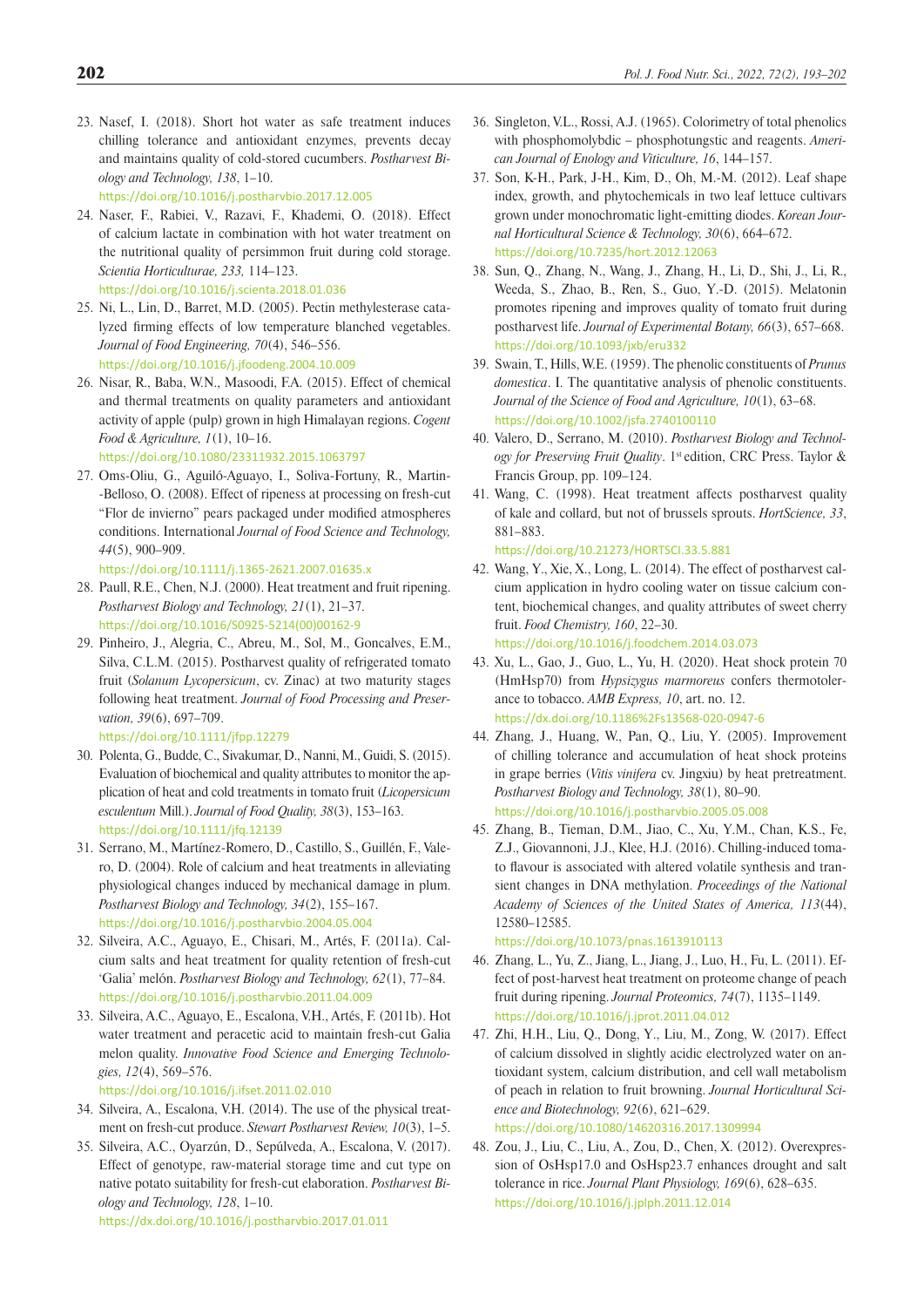23. Nasef, I. (2018). Short hot water as safe treatment induces chilling tolerance and antioxidant enzymes, prevents decay and maintains quality of cold-stored cucumbers. *Postharvest Biology and Technology, 138*, 1–10. https://doi.org/10.1016/j.postharvbio.2017.12.005
24. Naser, F., Rabiei, V., Razavi, F., Khademi, O. (2018). Effect of calcium lactate in combination with hot water treatment on the nutritional quality of persimmon fruit during cold storage. *Scientia Horticulturae, 233,* 114–123. https://doi.org/10.1016/j.scienta.2018.01.036
25. Ni, L., Lin, D., Barret, M.D. (2005). Pectin methylesterase catalyzed firming effects of low temperature blanched vegetables. *Journal of Food Engineering, 70*(4), 546–556. https://doi.org/10.1016/j.jfoodeng.2004.10.009
26. Nisar, R., Baba, W.N., Masoodi, F.A. (2015). Effect of chemical and thermal treatments on quality parameters and antioxidant activity of apple (pulp) grown in high Himalayan regions. *Cogent Food & Agriculture, 1*(1), 10–16. https://doi.org/10.1080/23311932.2015.1063797
27. Oms-Oliu, G., Aguiló-Aguayo, I., Soliva-Fortuny, R., Martin-Belloso, O. (2008). Effect of ripeness at processing on fresh-cut "Flor de invierno" pears packaged under modified atmospheres conditions. International *Journal of Food Science and Technology, 44*(5), 900–909. https://doi.org/10.1111/j.1365-2621.2007.01635.x
28. Paull, R.E., Chen, N.J. (2000). Heat treatment and fruit ripening. *Postharvest Biology and Technology, 21*(1), 21–37. https://doi.org/10.1016/S0925-5214(00)00162-9
29. Pinheiro, J., Alegria, C., Abreu, M., Sol, M., Goncalves, E.M., Silva, C.L.M. (2015). Postharvest quality of refrigerated tomato fruit (*Solanum Lycopersicum*, cv. Zinac) at two maturity stages following heat treatment. *Journal of Food Processing and Preservation, 39*(6), 697–709. https://doi.org/10.1111/jfpp.12279
30. Polenta, G., Budde, C., Sivakumar, D., Nanni, M., Guidi, S. (2015). Evaluation of biochemical and quality attributes to monitor the application of heat and cold treatments in tomato fruit (*Licopersicum esculentum* Mill.). *Journal of Food Quality, 38*(3), 153–163. https://doi.org/10.1111/jfq.12139
31. Serrano, M., Martínez-Romero, D., Castillo, S., Guillén, F., Valero, D. (2004). Role of calcium and heat treatments in alleviating physiological changes induced by mechanical damage in plum. *Postharvest Biology and Technology, 34*(2), 155–167. https://doi.org/10.1016/j.postharvbio.2004.05.004
32. Silveira, A.C., Aguayo, E., Chisari, M., Artés, F. (2011a). Calcium salts and heat treatment for quality retention of fresh-cut 'Galia' melón. *Postharvest Biology and Technology, 62*(1), 77–84. https://doi.org/10.1016/j.postharvbio.2011.04.009
33. Silveira, A.C., Aguayo, E., Escalona, V.H., Artés, F. (2011b). Hot water treatment and peracetic acid to maintain fresh-cut Galia melon quality. *Innovative Food Science and Emerging Technologies, 12*(4), 569–576. https://doi.org/10.1016/j.ifset.2011.02.010
34. Silveira, A., Escalona, V.H. (2014). The use of the physical treatment on fresh-cut produce. *Stewart Postharvest Review, 10*(3), 1–5.
35. Silveira, A.C., Oyarzún, D., Sepúlveda, A., Escalona, V. (2017). Effect of genotype, raw-material storage time and cut type on native potato suitability for fresh-cut elaboration. *Postharvest Biology and Technology, 128*, 1–10. https://dx.doi.org/10.1016/j.postharvbio.2017.01.011
36. Singleton, V.L., Rossi, A.J. (1965). Colorimetry of total phenolics with phosphomolybdic – phosphotungstic and reagents. *American Journal of Enology and Viticulture, 16*, 144–157.
37. Son, K-H., Park, J-H., Kim, D., Oh, M.-M. (2012). Leaf shape index, growth, and phytochemicals in two leaf lettuce cultivars grown under monochromatic light-emitting diodes. *Korean Journal Horticultural Science & Technology, 30*(6), 664–672. https://doi.org/10.7235/hort.2012.12063
38. Sun, Q., Zhang, N., Wang, J., Zhang, H., Li, D., Shi, J., Li, R., Weeda, S., Zhao, B., Ren, S., Guo, Y.-D. (2015). Melatonin promotes ripening and improves quality of tomato fruit during postharvest life. *Journal of Experimental Botany, 66*(3), 657–668. https://doi.org/10.1093/jxb/eru332
39. Swain, T., Hills, W.E. (1959). The phenolic constituents of *Prunus domestica*. I. The quantitative analysis of phenolic constituents. *Journal of the Science of Food and Agriculture, 10*(1), 63–68. https://doi.org/10.1002/jsfa.2740100110
40. Valero, D., Serrano, M. (2010). *Postharvest Biology and Technology for Preserving Fruit Quality*. 1st edition, CRC Press. Taylor & Francis Group, pp. 109–124.
41. Wang, C. (1998). Heat treatment affects postharvest quality of kale and collard, but not of brussels sprouts. *HortScience, 33*, 881–883. https://doi.org/10.21273/HORTSCI.33.5.881
42. Wang, Y., Xie, X., Long, L. (2014). The effect of postharvest calcium application in hydro cooling water on tissue calcium content, biochemical changes, and quality attributes of sweet cherry fruit. *Food Chemistry, 160*, 22–30. https://doi.org/10.1016/j.foodchem.2014.03.073
43. Xu, L., Gao, J., Guo, L., Yu, H. (2020). Heat shock protein 70 (HmHsp70) from *Hypsizygus marmoreus* confers thermotolerance to tobacco. *AMB Express, 10*, art. no. 12. https://dx.doi.org/10.1186%2Fs13568-020-0947-6
44. Zhang, J., Huang, W., Pan, Q., Liu, Y. (2005). Improvement of chilling tolerance and accumulation of heat shock proteins in grape berries (*Vitis vinifera* cv. Jingxiu) by heat pretreatment. *Postharvest Biology and Technology, 38*(1), 80–90. https://doi.org/10.1016/j.postharvbio.2005.05.008
45. Zhang, B., Tieman, D.M., Jiao, C., Xu, Y.M., Chan, K.S., Fe, Z.J., Giovannoni, J.J., Klee, H.J. (2016). Chilling-induced tomato flavour is associated with altered volatile synthesis and transient changes in DNA methylation. *Proceedings of the National Academy of Sciences of the United States of America, 113*(44), 12580–12585. https://doi.org/10.1073/pnas.1613910113
46. Zhang, L., Yu, Z., Jiang, L., Jiang, J., Luo, H., Fu, L. (2011). Effect of post-harvest heat treatment on proteome change of peach fruit during ripening. *Journal Proteomics, 74*(7), 1135–1149. https://doi.org/10.1016/j.jprot.2011.04.012
47. Zhi, H.H., Liu, Q., Dong, Y., Liu, M., Zong, W. (2017). Effect of calcium dissolved in slightly acidic electrolyzed water on antioxidant system, calcium distribution, and cell wall metabolism of peach in relation to fruit browning. *Journal Horticultural Science and Biotechnology, 92*(6), 621–629. https://doi.org/10.1080/14620316.2017.1309994
48. Zou, J., Liu, C., Liu, A., Zou, D., Chen, X. (2012). Overexpression of OsHsp17.0 and OsHsp23.7 enhances drought and salt tolerance in rice. *Journal Plant Physiology, 169*(6), 628–635. https://doi.org/10.1016/j.jplph.2011.12.014